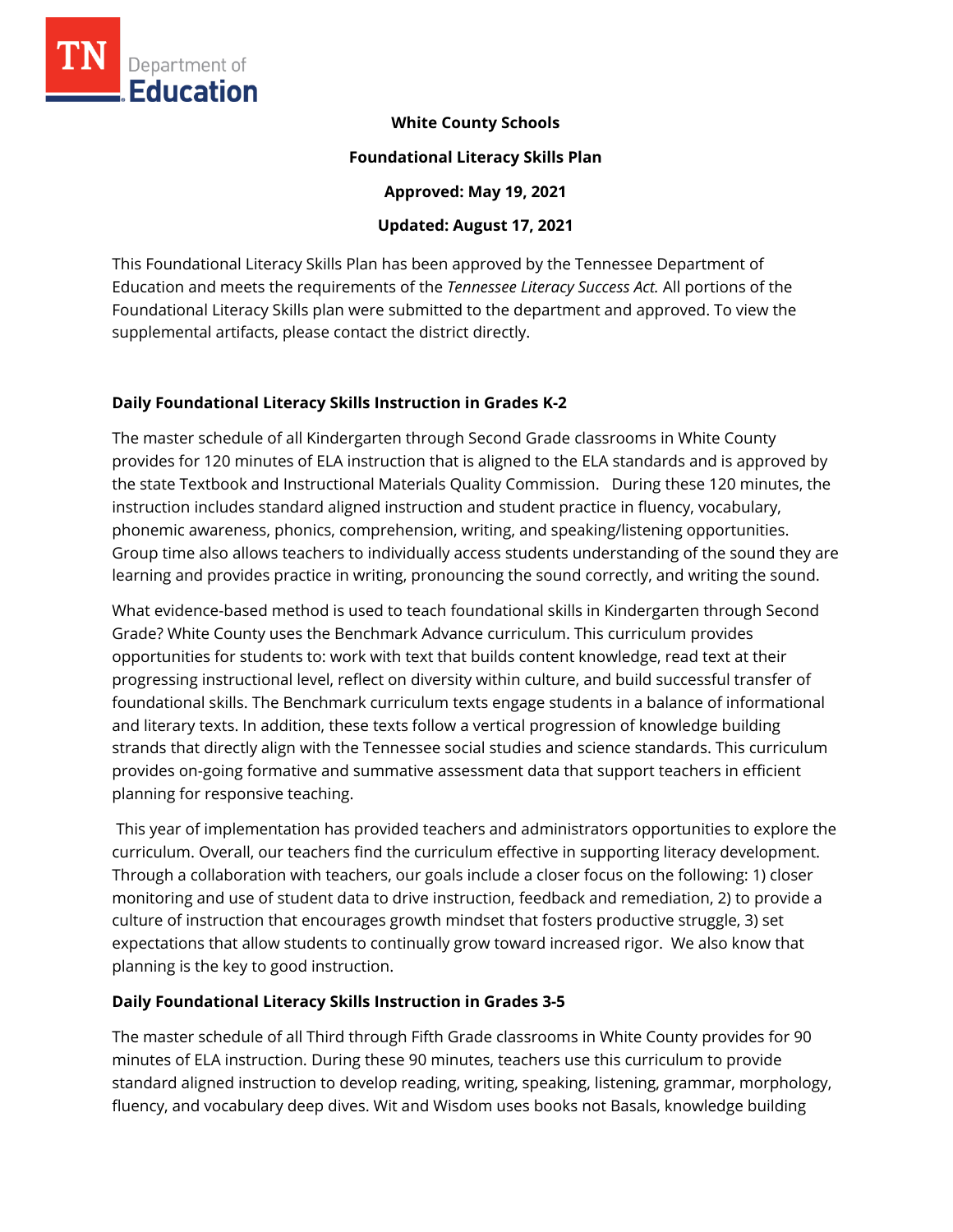**White County Schools**

**Foundational Literacy Skills Plan**

**Approved: May 19, 2021**

**Updated: August 17, 2021**

This Foundational Literacy Skills Plan has been approved by the Tennessee Department of Education and meets the requirements of the *Tennessee Literacy Success Act.* All portions of the Foundational Literacy Skills plan were submitted to the department and approved. To view the supplemental artifacts, please contact the district directly.

## Daily Foundational Literacy Skills Instruction in Grades K-2

The master schedule of all Kindergarten through Second Grade classrooms in White County provides for 120 minutes of ELA instruction that is aligned to the ELA standards and is approved by the state Textbook and Instructional Materials Quality Commission. During these 120 minutes, the instruction includes standard aligned instruction and student practice in fluency, vocabulary, phonemic awareness, phonics, comprehension, writing, and speaking/listening opportunities. Group time also allows teachers to individually access students understanding of the sound they are learning and provides practice in writing, pronouncing the sound correctly, and writing the sound.

What evidence-based method is used to teach foundational skills in Kindergarten through Second Grade? White County uses the Benchmark Advance curriculum. This curriculum provides opportunities for students to: work with text that builds content knowledge, read text at their progressing instructional level, reflect on diversity within culture, and build successful transfer of foundational skills. The Benchmark curriculum texts engage students in a balance of informational and literary texts. In addition, these texts follow a vertical progression of knowledge building strands that directly align with the Tennessee social studies and science standards. This curriculum provides on-going formative and summative assessment data that support teachers in efficient planning for responsive teaching.

This year of implementation has provided teachers and administrators opportunities to explore the curriculum. Overall, our teachers find the curriculum effective in supporting literacy development. Through a collaboration with teachers, our goals include a closer focus on the following: 1) closer monitoring and use of student data to drive instruction, feedback and remediation, 2) to provide a culture of instruction that encourages growth mindset that fosters productive struggle, 3) set expectations that allow students to continually grow toward increased rigor. We also know that planning is the key to good instruction.

## Daily Foundational Literacy Skills Instruction in Grades 3-5

The master schedule of all Third through Fifth Grade classrooms in White County provides for 90 minutes of ELA instruction. During these 90 minutes, teachers use this curriculum to provide standard aligned instruction to develop reading, writing, speaking, listening, grammar, morphology, fluency, and vocabulary deep dives. Wit and Wisdom uses books not Basals, knowledge building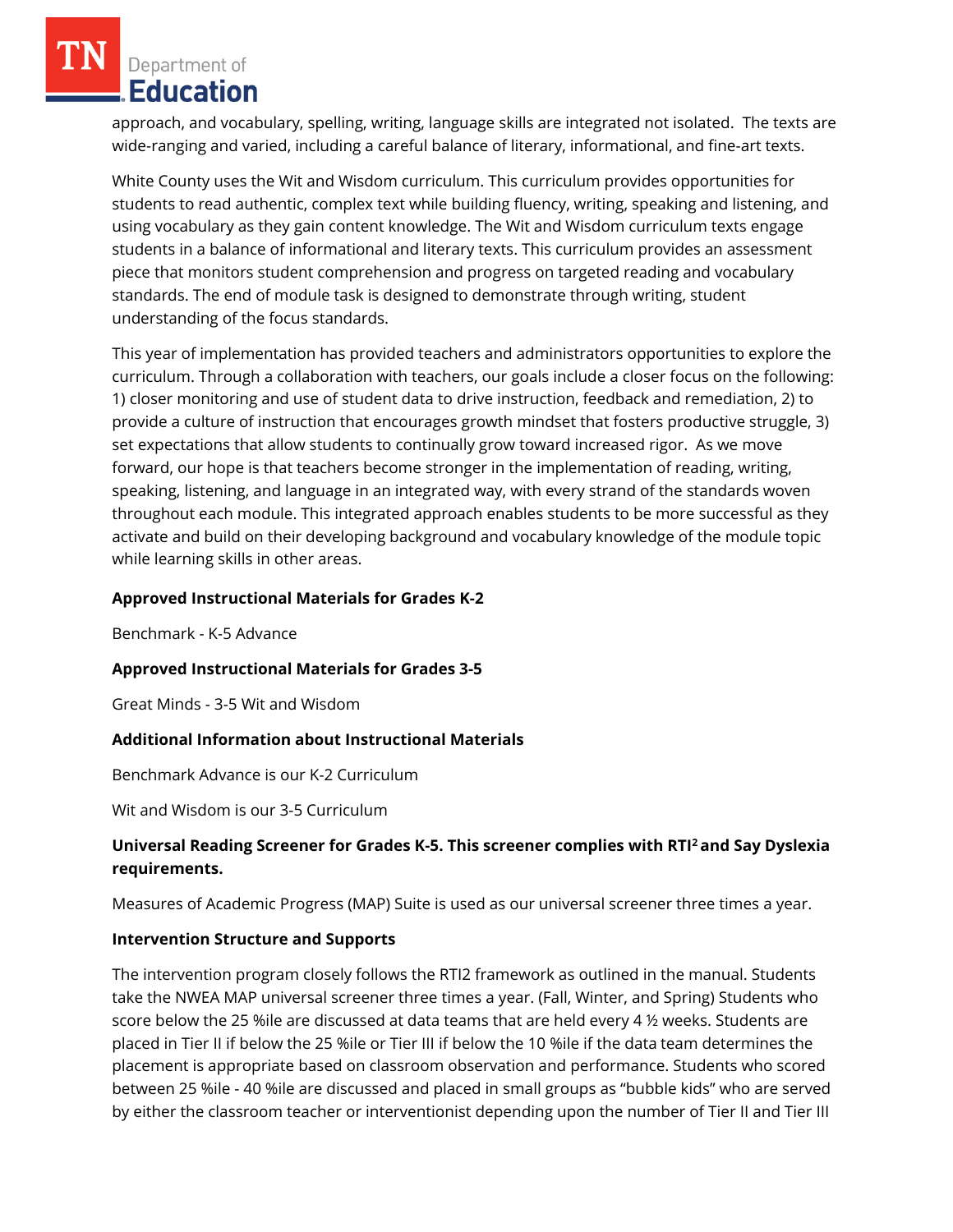approach, and vocabulary, spelling, writing, language skills are integrated not isolated. The texts are wide-ranging and varied, including a careful balance of literary, informational, and fine-art texts.

White County uses the Wit and Wisdom curriculum. This curriculum provides opportunities for students to read authentic, complex text while building fluency, writing, speaking and listening, and using vocabulary as they gain content knowledge. The Wit and Wisdom curriculum texts engage students in a balance of informational and literary texts. This curriculum provides an assessment piece that monitors student comprehension and progress on targeted reading and vocabulary standards. The end of module task is designed to demonstrate through writing, student understanding of the focus standards.

This year of implementation has provided teachers and administrators opportunities to explore the curriculum. Through a collaboration with teachers, our goals include a closer focus on the following: 1) closer monitoring and use of student data to drive instruction, feedback and remediation, 2) to provide a culture of instruction that encourages growth mindset that fosters productive struggle, 3) set expectations that allow students to continually grow toward increased rigor. As we move forward, our hope is that teachers become stronger in the implementation of reading, writing, speaking, listening, and language in an integrated way, with every strand of the standards woven throughout each module. This integrated approach enables students to be more successful as they activate and build on their developing background and vocabulary knowledge of the module topic while learning skills in other areas.

**Approved Instructional Materials for Grades K-2**

Benchmark - K-5 Advance

**Approved Instructional Materials for Grades 3-5**

Great Minds - 3-5 Wit and Wisdom

**Additional Information about Instructional Materials**

Benchmark Advance is our K-2 Curriculum

Wit and Wisdom is our 3-5 Curriculum

**Universal Reading Screener for Grades K-5. This screener complies with RTI$^2$ and Say Dyslexia requirements.**

Measures of Academic Progress (MAP) Suite is used as our universal screener three times a year.

**Intervention Structure and Supports**

The intervention program closely follows the RTI2 framework as outlined in the manual. Students take the NWEA MAP universal screener three times a year. (Fall, Winter, and Spring) Students who score below the 25 %ile are discussed at data teams that are held every 4 ½ weeks. Students are placed in Tier II if below the 25 %ile or Tier III if below the 10 %ile if the data team determines the placement is appropriate based on classroom observation and performance. Students who scored between 25 %ile - 40 %ile are discussed and placed in small groups as "bubble kids" who are served by either the classroom teacher or interventionist depending upon the number of Tier II and Tier III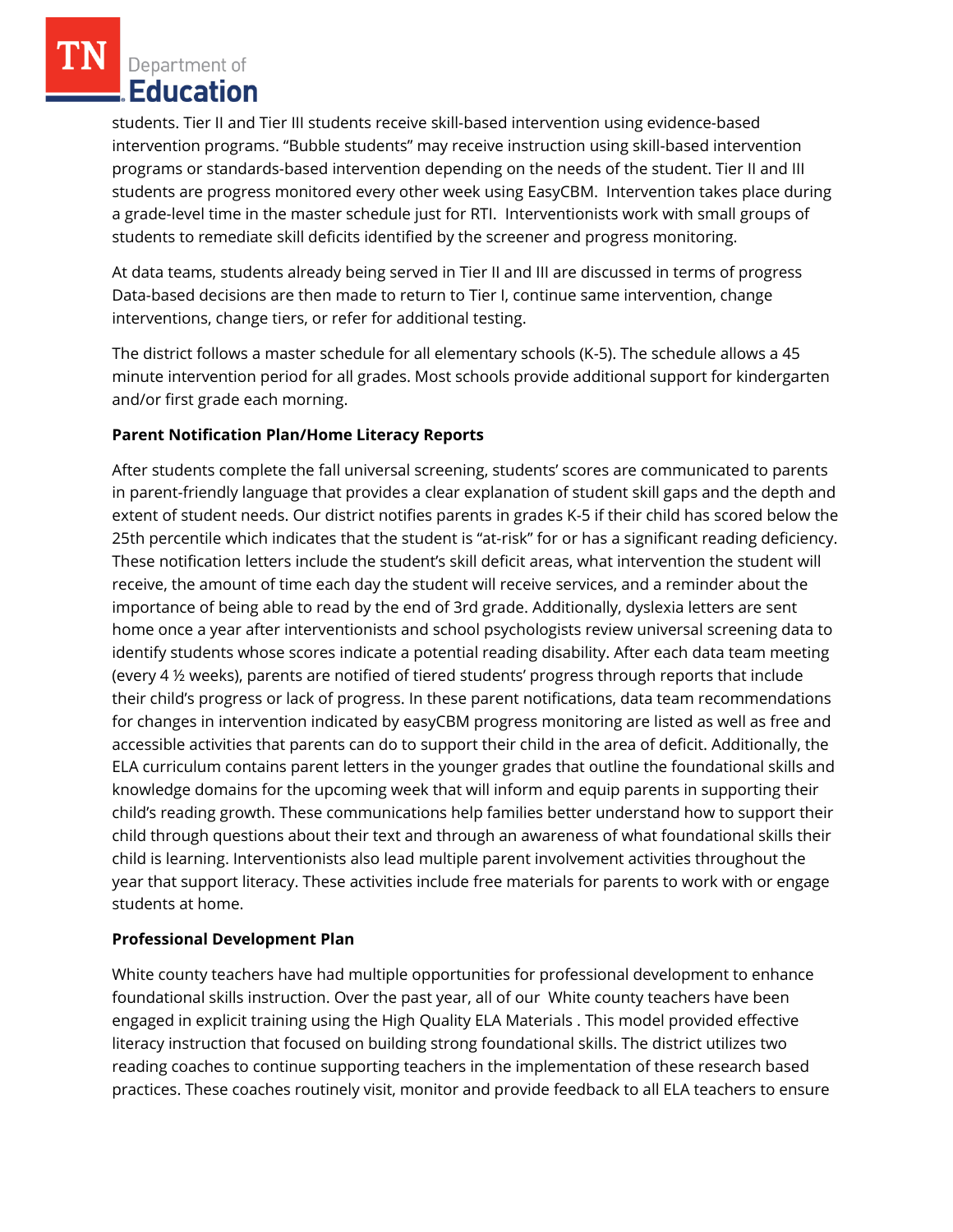students. Tier II and Tier III students receive skill-based intervention using evidence-based intervention programs. "Bubble students" may receive instruction using skill-based intervention programs or standards-based intervention depending on the needs of the student. Tier II and III students are progress monitored every other week using EasyCBM. Intervention takes place during a grade-level time in the master schedule just for RTI. Interventionists work with small groups of students to remediate skill deficits identified by the screener and progress monitoring.

At data teams, students already being served in Tier II and III are discussed in terms of progress Data-based decisions are then made to return to Tier I, continue same intervention, change interventions, change tiers, or refer for additional testing.

The district follows a master schedule for all elementary schools (K-5). The schedule allows a 45 minute intervention period for all grades. Most schools provide additional support for kindergarten and/or first grade each morning.

**Parent Notification Plan/Home Literacy Reports**

After students complete the fall universal screening, students' scores are communicated to parents in parent-friendly language that provides a clear explanation of student skill gaps and the depth and extent of student needs. Our district notifies parents in grades K-5 if their child has scored below the 25th percentile which indicates that the student is "at-risk" for or has a significant reading deficiency. These notification letters include the student's skill deficit areas, what intervention the student will receive, the amount of time each day the student will receive services, and a reminder about the importance of being able to read by the end of 3rd grade. Additionally, dyslexia letters are sent home once a year after interventionists and school psychologists review universal screening data to identify students whose scores indicate a potential reading disability. After each data team meeting (every 4 ½ weeks), parents are notified of tiered students' progress through reports that include their child's progress or lack of progress. In these parent notifications, data team recommendations for changes in intervention indicated by easyCBM progress monitoring are listed as well as free and accessible activities that parents can do to support their child in the area of deficit. Additionally, the ELA curriculum contains parent letters in the younger grades that outline the foundational skills and knowledge domains for the upcoming week that will inform and equip parents in supporting their child's reading growth. These communications help families better understand how to support their child through questions about their text and through an awareness of what foundational skills their child is learning. Interventionists also lead multiple parent involvement activities throughout the year that support literacy. These activities include free materials for parents to work with or engage students at home.

**Professional Development Plan**

White county teachers have had multiple opportunities for professional development to enhance foundational skills instruction. Over the past year, all of our White county teachers have been engaged in explicit training using the High Quality ELA Materials . This model provided effective literacy instruction that focused on building strong foundational skills. The district utilizes two reading coaches to continue supporting teachers in the implementation of these research based practices. These coaches routinely visit, monitor and provide feedback to all ELA teachers to ensure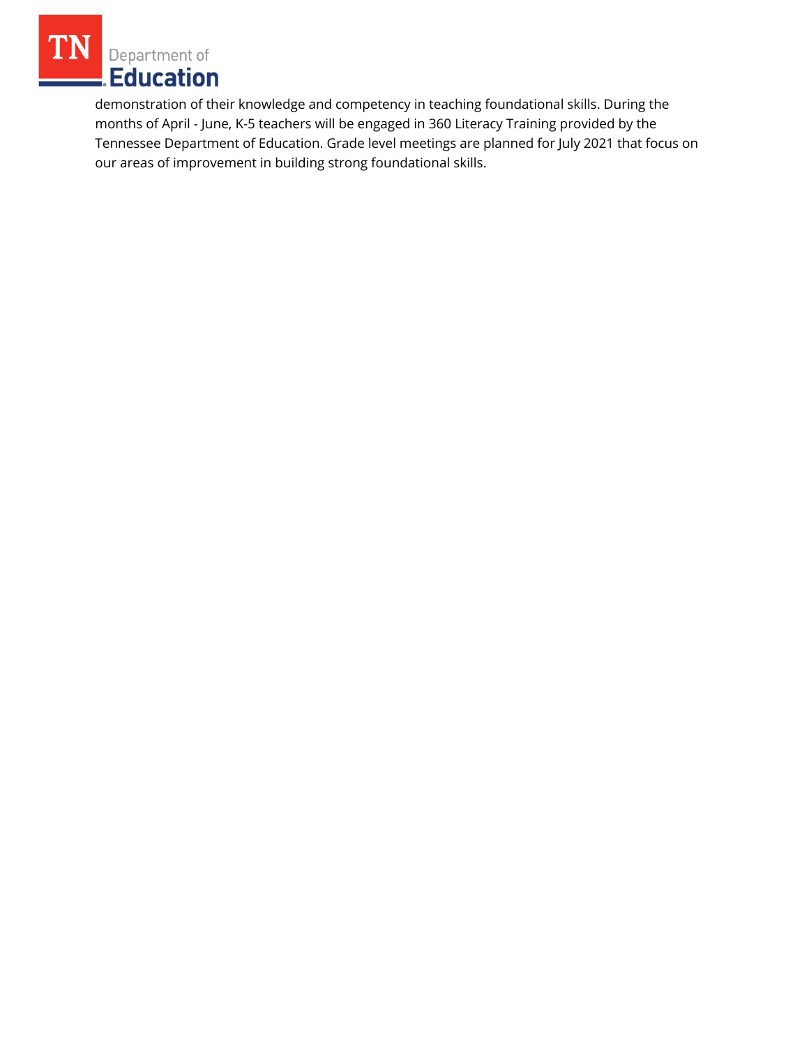demonstration of their knowledge and competency in teaching foundational skills. During the months of April - June, K-5 teachers will be engaged in 360 Literacy Training provided by the Tennessee Department of Education. Grade level meetings are planned for July 2021 that focus on our areas of improvement in building strong foundational skills.